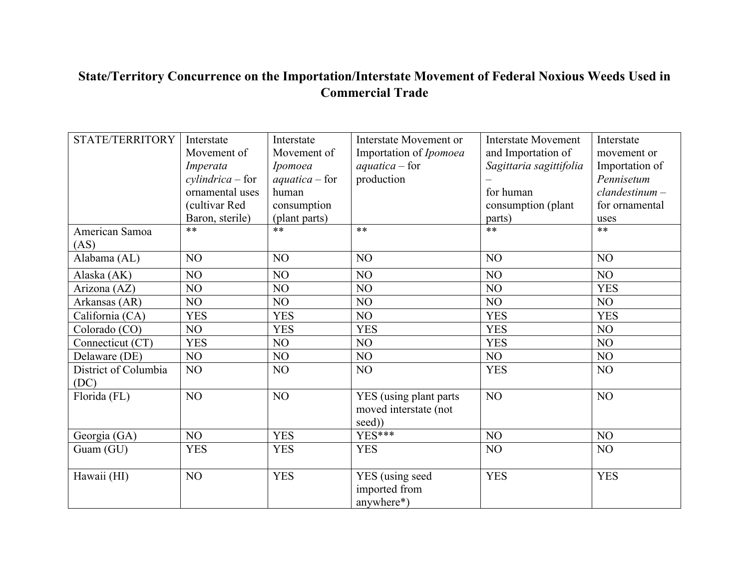# State/Territory Concurrence on the Importation/Interstate Movement of Federal Noxious Weeds Used in Commercial Trade

| STATE/TERRITORY | Interstate Movement of *Imperata cylindrica* – for ornamental uses (cultivar Red Baron, sterile) | Interstate Movement of *Ipomoea aquatica* – for human consumption (plant parts) | Interstate Movement or Importation of *Ipomoea aquatica* – for production | Interstate Movement and Importation of *Sagittaria sagittifolia* – for human consumption (plant parts) | Interstate movement or Importation of *Pennisetum clandestinum* – for ornamental uses |
|---|---|---|---|---|---|
| American Samoa (AS) | ** | ** | ** | ** | ** |
| Alabama (AL) | NO | NO | NO | NO | NO |
| Alaska (AK) | NO | NO | NO | NO | NO |
| Arizona (AZ) | NO | NO | NO | NO | YES |
| Arkansas (AR) | NO | NO | NO | NO | NO |
| California (CA) | YES | YES | NO | YES | YES |
| Colorado (CO) | NO | YES | YES | YES | NO |
| Connecticut (CT) | YES | NO | NO | YES | NO |
| Delaware (DE) | NO | NO | NO | NO | NO |
| District of Columbia (DC) | NO | NO | NO | YES | NO |
| Florida (FL) | NO | NO | YES (using plant parts moved interstate (not seed)) | NO | NO |
| Georgia (GA) | NO | YES | YES*** | NO | NO |
| Guam (GU) | YES | YES | YES | NO | NO |
| Hawaii (HI) | NO | YES | YES (using seed imported from anywhere*) | YES | YES |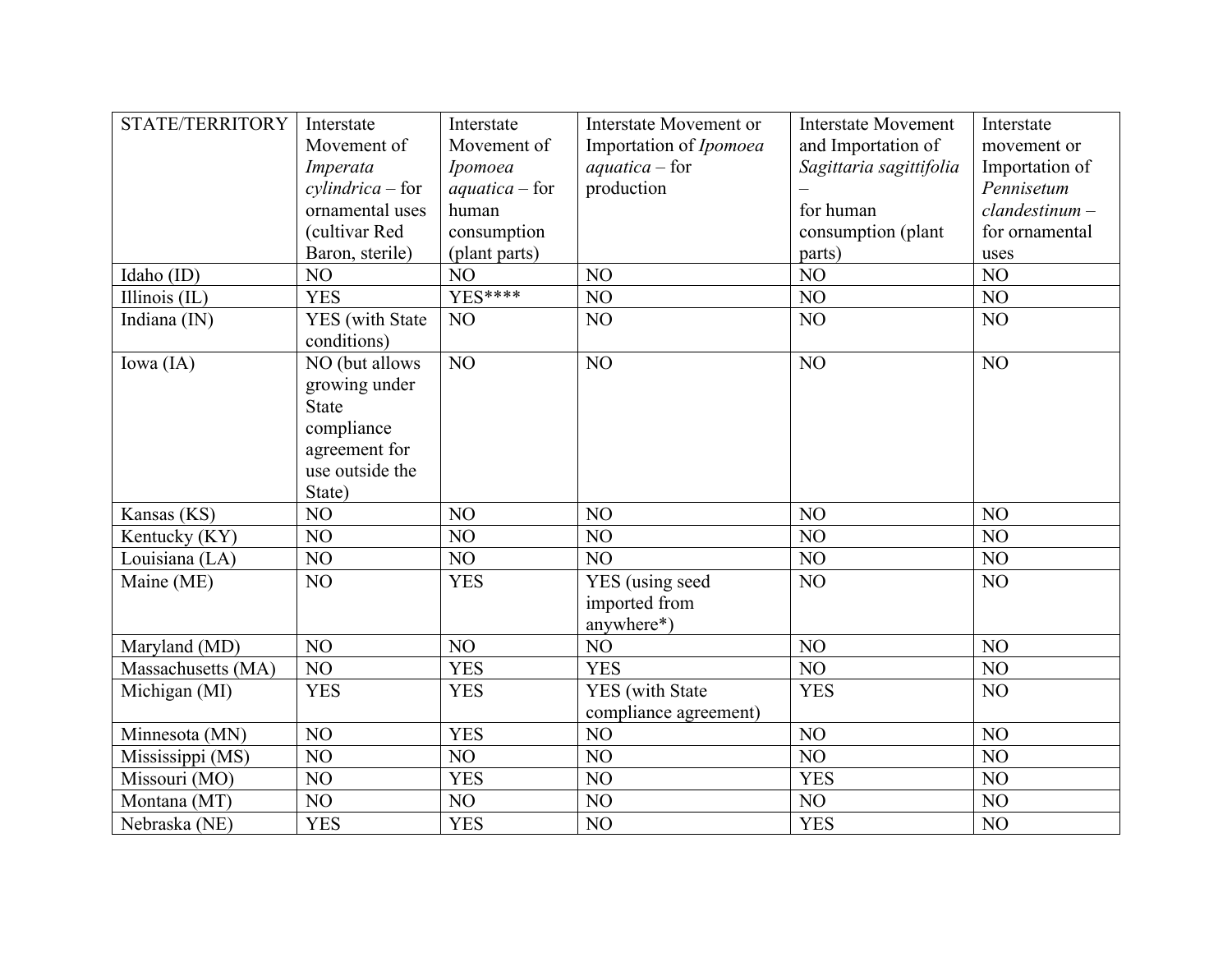| STATE/TERRITORY | Interstate Movement of *Imperata cylindrica* – for ornamental uses (cultivar Red Baron, sterile) | Interstate Movement of *Ipomoea aquatica* – for human consumption (plant parts) | Interstate Movement or Importation of *Ipomoea aquatica* – for production | Interstate Movement and Importation of *Sagittaria sagittifolia* – for human consumption (plant parts) | Interstate movement or Importation of *Pennisetum clandestinum* – for ornamental uses |
|---|---|---|---|---|---|
| Idaho (ID) | NO | NO | NO | NO | NO |
| Illinois (IL) | YES | YES**** | NO | NO | NO |
| Indiana (IN) | YES (with State conditions) | NO | NO | NO | NO |
| Iowa (IA) | NO (but allows growing under State compliance agreement for use outside the State) | NO | NO | NO | NO |
| Kansas (KS) | NO | NO | NO | NO | NO |
| Kentucky (KY) | NO | NO | NO | NO | NO |
| Louisiana (LA) | NO | NO | NO | NO | NO |
| Maine (ME) | NO | YES | YES (using seed imported from anywhere*) | NO | NO |
| Maryland (MD) | NO | NO | NO | NO | NO |
| Massachusetts (MA) | NO | YES | YES | NO | NO |
| Michigan (MI) | YES | YES | YES (with State compliance agreement) | YES | NO |
| Minnesota (MN) | NO | YES | NO | NO | NO |
| Mississippi (MS) | NO | NO | NO | NO | NO |
| Missouri (MO) | NO | YES | NO | YES | NO |
| Montana (MT) | NO | NO | NO | NO | NO |
| Nebraska (NE) | YES | YES | NO | YES | NO |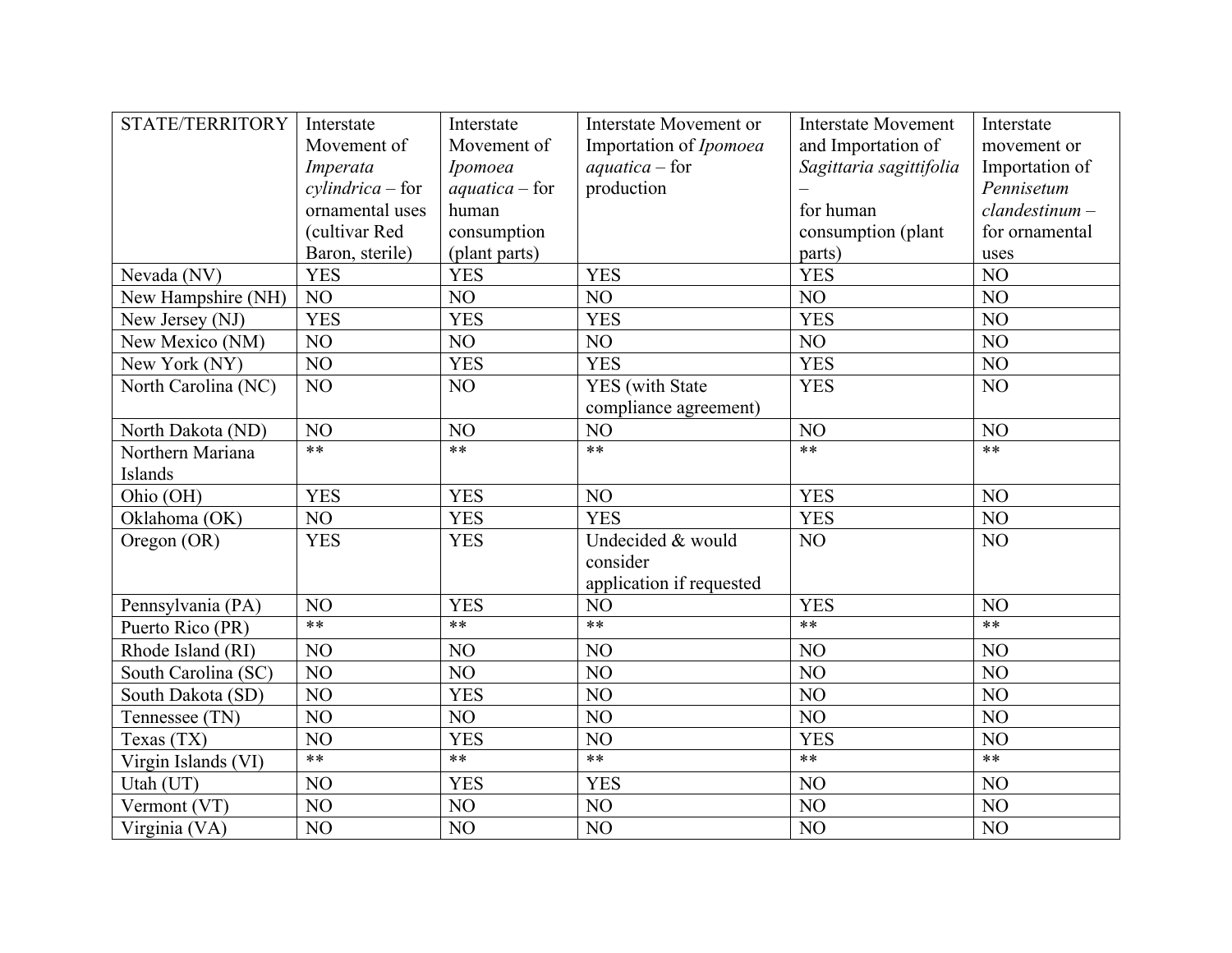| STATE/TERRITORY | Interstate Movement of *Imperata cylindrica* – for ornamental uses (cultivar Red Baron, sterile) | Interstate Movement of *Ipomoea aquatica* – for human consumption (plant parts) | Interstate Movement or Importation of *Ipomoea aquatica* – for production | Interstate Movement and Importation of *Sagittaria sagittifolia* – for human consumption (plant parts) | Interstate movement or Importation of *Pennisetum clandestinum* – for ornamental uses |
|---|---|---|---|---|---|
| Nevada (NV) | YES | YES | YES | YES | NO |
| New Hampshire (NH) | NO | NO | NO | NO | NO |
| New Jersey (NJ) | YES | YES | YES | YES | NO |
| New Mexico (NM) | NO | NO | NO | NO | NO |
| New York (NY) | NO | YES | YES | YES | NO |
| North Carolina (NC) | NO | NO | YES (with State compliance agreement) | YES | NO |
| North Dakota (ND) | NO | NO | NO | NO | NO |
| Northern Mariana Islands | ** | ** | ** | ** | ** |
| Ohio (OH) | YES | YES | NO | YES | NO |
| Oklahoma (OK) | NO | YES | YES | YES | NO |
| Oregon (OR) | YES | YES | Undecided & would consider application if requested | NO | NO |
| Pennsylvania (PA) | NO | YES | NO | YES | NO |
| Puerto Rico (PR) | ** | ** | ** | ** | ** |
| Rhode Island (RI) | NO | NO | NO | NO | NO |
| South Carolina (SC) | NO | NO | NO | NO | NO |
| South Dakota (SD) | NO | YES | NO | NO | NO |
| Tennessee (TN) | NO | NO | NO | NO | NO |
| Texas (TX) | NO | YES | NO | YES | NO |
| Virgin Islands (VI) | ** | ** | ** | ** | ** |
| Utah (UT) | NO | YES | YES | NO | NO |
| Vermont (VT) | NO | NO | NO | NO | NO |
| Virginia (VA) | NO | NO | NO | NO | NO |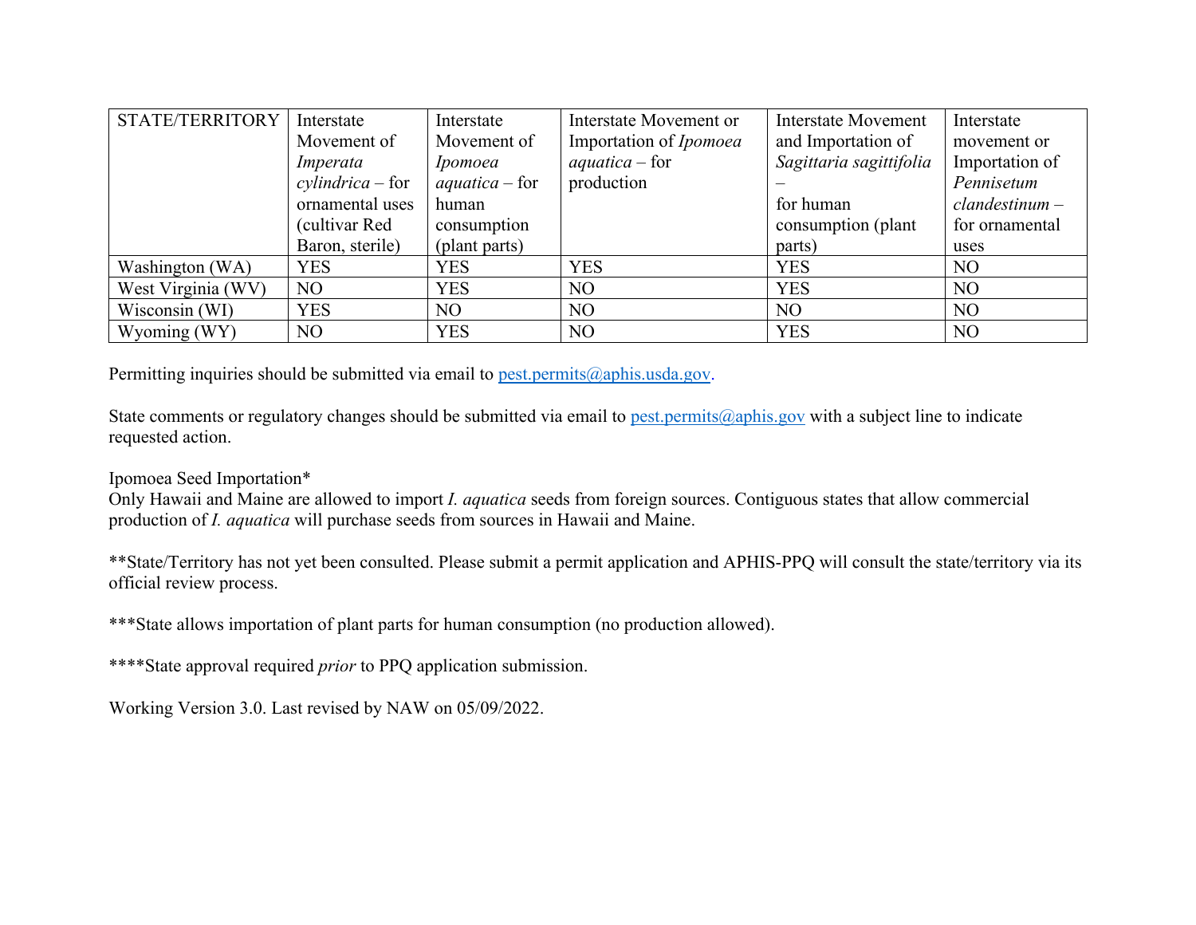| STATE/TERRITORY | Interstate Movement of *Imperata cylindrica* – for ornamental uses (cultivar Red Baron, sterile) | Interstate Movement of *Ipomoea aquatica* – for human consumption (plant parts) | Interstate Movement or Importation of *Ipomoea aquatica* – for production | Interstate Movement and Importation of *Sagittaria sagittifolia* – for human consumption (plant parts) | Interstate movement or Importation of *Pennisetum clandestinum* – for ornamental uses |
|---|---|---|---|---|---|
| Washington (WA) | YES | YES | YES | YES | NO |
| West Virginia (WV) | NO | YES | NO | YES | NO |
| Wisconsin (WI) | YES | NO | NO | NO | NO |
| Wyoming (WY) | NO | YES | NO | YES | NO |

Permitting inquiries should be submitted via email to pest.permits@aphis.usda.gov.

State comments or regulatory changes should be submitted via email to pest.permits@aphis.gov with a subject line to indicate requested action.

Ipomoea Seed Importation*
Only Hawaii and Maine are allowed to import *I. aquatica* seeds from foreign sources. Contiguous states that allow commercial production of *I. aquatica* will purchase seeds from sources in Hawaii and Maine.

**State/Territory has not yet been consulted. Please submit a permit application and APHIS-PPQ will consult the state/territory via its official review process.

***State allows importation of plant parts for human consumption (no production allowed).

****State approval required *prior* to PPQ application submission.

Working Version 3.0. Last revised by NAW on 05/09/2022.